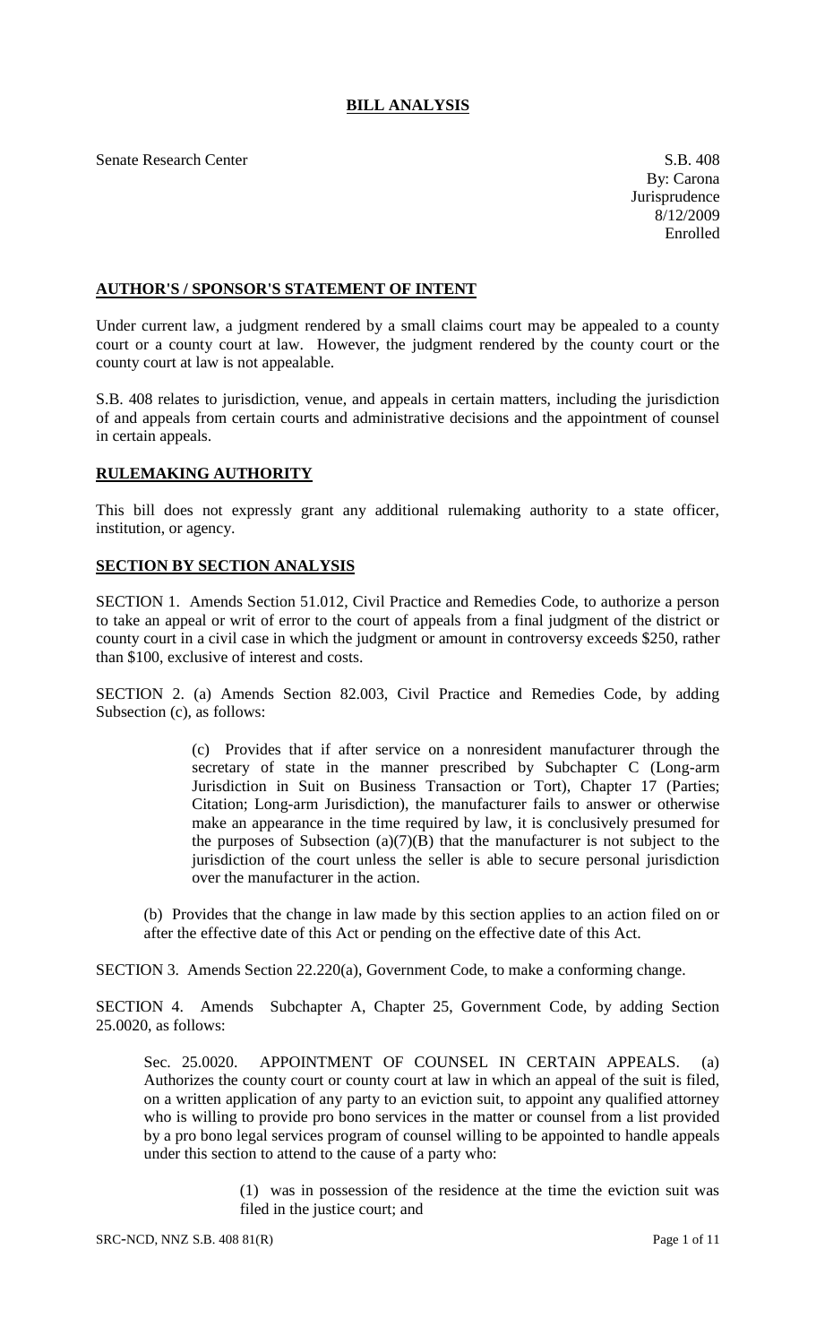# BILL ANALYSIS

Senate Research Center

S.B. 408
By: Carona
Jurisprudence
8/12/2009
Enrolled

## AUTHOR'S / SPONSOR'S STATEMENT OF INTENT

Under current law, a judgment rendered by a small claims court may be appealed to a county court or a county court at law. However, the judgment rendered by the county court or the county court at law is not appealable.

S.B. 408 relates to jurisdiction, venue, and appeals in certain matters, including the jurisdiction of and appeals from certain courts and administrative decisions and the appointment of counsel in certain appeals.

## RULEMAKING AUTHORITY

This bill does not expressly grant any additional rulemaking authority to a state officer, institution, or agency.

## SECTION BY SECTION ANALYSIS

SECTION 1. Amends Section 51.012, Civil Practice and Remedies Code, to authorize a person to take an appeal or writ of error to the court of appeals from a final judgment of the district or county court in a civil case in which the judgment or amount in controversy exceeds $250, rather than $100, exclusive of interest and costs.

SECTION 2. (a) Amends Section 82.003, Civil Practice and Remedies Code, by adding Subsection (c), as follows:

(c) Provides that if after service on a nonresident manufacturer through the secretary of state in the manner prescribed by Subchapter C (Long-arm Jurisdiction in Suit on Business Transaction or Tort), Chapter 17 (Parties; Citation; Long-arm Jurisdiction), the manufacturer fails to answer or otherwise make an appearance in the time required by law, it is conclusively presumed for the purposes of Subsection (a)(7)(B) that the manufacturer is not subject to the jurisdiction of the court unless the seller is able to secure personal jurisdiction over the manufacturer in the action.

(b) Provides that the change in law made by this section applies to an action filed on or after the effective date of this Act or pending on the effective date of this Act.

SECTION 3. Amends Section 22.220(a), Government Code, to make a conforming change.

SECTION 4. Amends Subchapter A, Chapter 25, Government Code, by adding Section 25.0020, as follows:

Sec. 25.0020. APPOINTMENT OF COUNSEL IN CERTAIN APPEALS. (a) Authorizes the county court or county court at law in which an appeal of the suit is filed, on a written application of any party to an eviction suit, to appoint any qualified attorney who is willing to provide pro bono services in the matter or counsel from a list provided by a pro bono legal services program of counsel willing to be appointed to handle appeals under this section to attend to the cause of a party who:

(1) was in possession of the residence at the time the eviction suit was filed in the justice court; and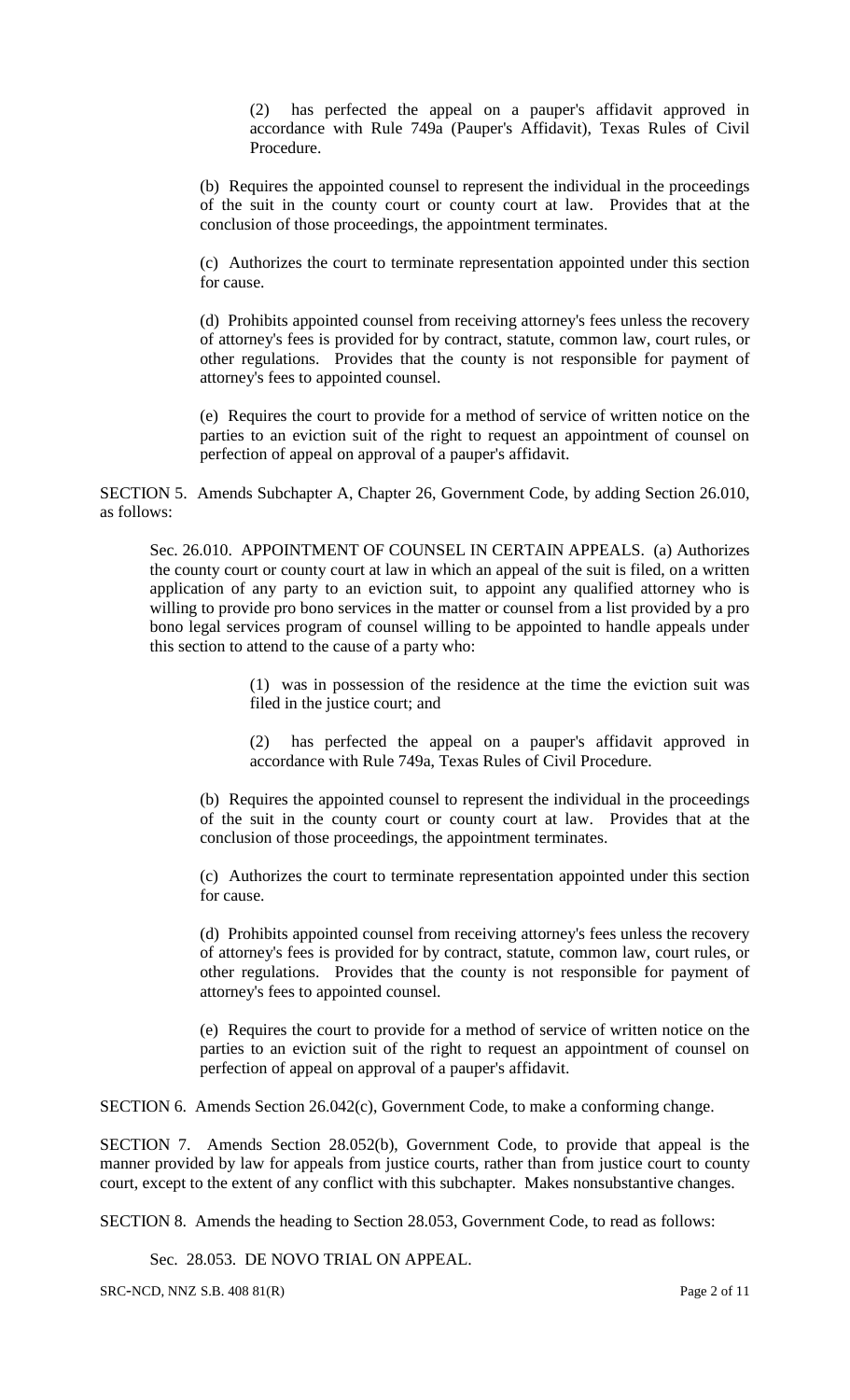(2) has perfected the appeal on a pauper's affidavit approved in accordance with Rule 749a (Pauper's Affidavit), Texas Rules of Civil Procedure.

(b) Requires the appointed counsel to represent the individual in the proceedings of the suit in the county court or county court at law. Provides that at the conclusion of those proceedings, the appointment terminates.

(c) Authorizes the court to terminate representation appointed under this section for cause.

(d) Prohibits appointed counsel from receiving attorney's fees unless the recovery of attorney's fees is provided for by contract, statute, common law, court rules, or other regulations. Provides that the county is not responsible for payment of attorney's fees to appointed counsel.

(e) Requires the court to provide for a method of service of written notice on the parties to an eviction suit of the right to request an appointment of counsel on perfection of appeal on approval of a pauper's affidavit.

SECTION 5. Amends Subchapter A, Chapter 26, Government Code, by adding Section 26.010, as follows:

Sec. 26.010. APPOINTMENT OF COUNSEL IN CERTAIN APPEALS. (a) Authorizes the county court or county court at law in which an appeal of the suit is filed, on a written application of any party to an eviction suit, to appoint any qualified attorney who is willing to provide pro bono services in the matter or counsel from a list provided by a pro bono legal services program of counsel willing to be appointed to handle appeals under this section to attend to the cause of a party who:

(1) was in possession of the residence at the time the eviction suit was filed in the justice court; and

(2) has perfected the appeal on a pauper's affidavit approved in accordance with Rule 749a, Texas Rules of Civil Procedure.

(b) Requires the appointed counsel to represent the individual in the proceedings of the suit in the county court or county court at law. Provides that at the conclusion of those proceedings, the appointment terminates.

(c) Authorizes the court to terminate representation appointed under this section for cause.

(d) Prohibits appointed counsel from receiving attorney's fees unless the recovery of attorney's fees is provided for by contract, statute, common law, court rules, or other regulations. Provides that the county is not responsible for payment of attorney's fees to appointed counsel.

(e) Requires the court to provide for a method of service of written notice on the parties to an eviction suit of the right to request an appointment of counsel on perfection of appeal on approval of a pauper's affidavit.

SECTION 6. Amends Section 26.042(c), Government Code, to make a conforming change.

SECTION 7. Amends Section 28.052(b), Government Code, to provide that appeal is the manner provided by law for appeals from justice courts, rather than from justice court to county court, except to the extent of any conflict with this subchapter. Makes nonsubstantive changes.

SECTION 8. Amends the heading to Section 28.053, Government Code, to read as follows:

Sec. 28.053. DE NOVO TRIAL ON APPEAL.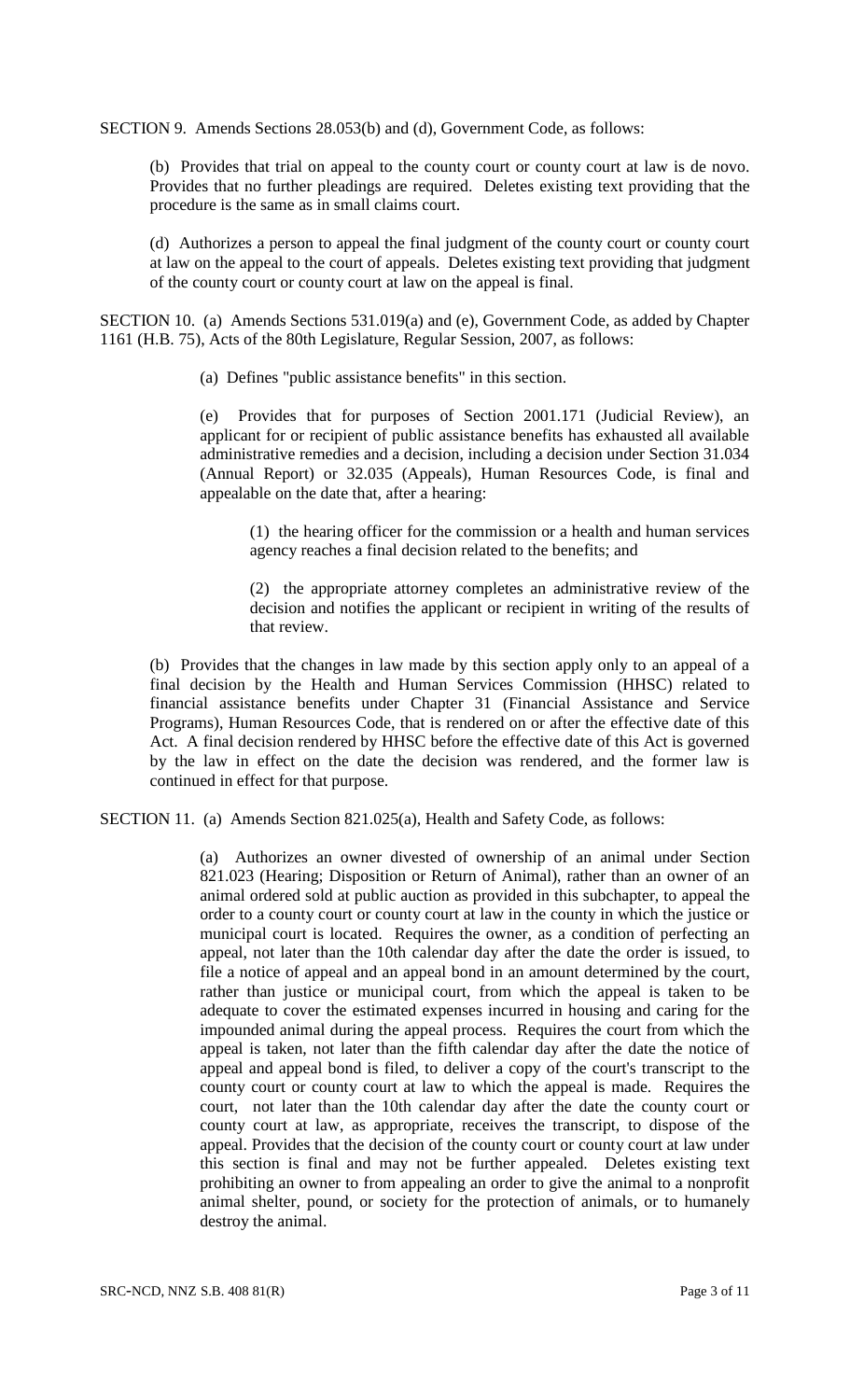SECTION 9. Amends Sections 28.053(b) and (d), Government Code, as follows:

(b) Provides that trial on appeal to the county court or county court at law is de novo. Provides that no further pleadings are required. Deletes existing text providing that the procedure is the same as in small claims court.

(d) Authorizes a person to appeal the final judgment of the county court or county court at law on the appeal to the court of appeals. Deletes existing text providing that judgment of the county court or county court at law on the appeal is final.

SECTION 10. (a) Amends Sections 531.019(a) and (e), Government Code, as added by Chapter 1161 (H.B. 75), Acts of the 80th Legislature, Regular Session, 2007, as follows:

(a) Defines "public assistance benefits" in this section.

(e) Provides that for purposes of Section 2001.171 (Judicial Review), an applicant for or recipient of public assistance benefits has exhausted all available administrative remedies and a decision, including a decision under Section 31.034 (Annual Report) or 32.035 (Appeals), Human Resources Code, is final and appealable on the date that, after a hearing:

(1) the hearing officer for the commission or a health and human services agency reaches a final decision related to the benefits; and

(2) the appropriate attorney completes an administrative review of the decision and notifies the applicant or recipient in writing of the results of that review.

(b) Provides that the changes in law made by this section apply only to an appeal of a final decision by the Health and Human Services Commission (HHSC) related to financial assistance benefits under Chapter 31 (Financial Assistance and Service Programs), Human Resources Code, that is rendered on or after the effective date of this Act. A final decision rendered by HHSC before the effective date of this Act is governed by the law in effect on the date the decision was rendered, and the former law is continued in effect for that purpose.

SECTION 11. (a) Amends Section 821.025(a), Health and Safety Code, as follows:

(a) Authorizes an owner divested of ownership of an animal under Section 821.023 (Hearing; Disposition or Return of Animal), rather than an owner of an animal ordered sold at public auction as provided in this subchapter, to appeal the order to a county court or county court at law in the county in which the justice or municipal court is located. Requires the owner, as a condition of perfecting an appeal, not later than the 10th calendar day after the date the order is issued, to file a notice of appeal and an appeal bond in an amount determined by the court, rather than justice or municipal court, from which the appeal is taken to be adequate to cover the estimated expenses incurred in housing and caring for the impounded animal during the appeal process. Requires the court from which the appeal is taken, not later than the fifth calendar day after the date the notice of appeal and appeal bond is filed, to deliver a copy of the court's transcript to the county court or county court at law to which the appeal is made. Requires the court, not later than the 10th calendar day after the date the county court or county court at law, as appropriate, receives the transcript, to dispose of the appeal. Provides that the decision of the county court or county court at law under this section is final and may not be further appealed. Deletes existing text prohibiting an owner to from appealing an order to give the animal to a nonprofit animal shelter, pound, or society for the protection of animals, or to humanely destroy the animal.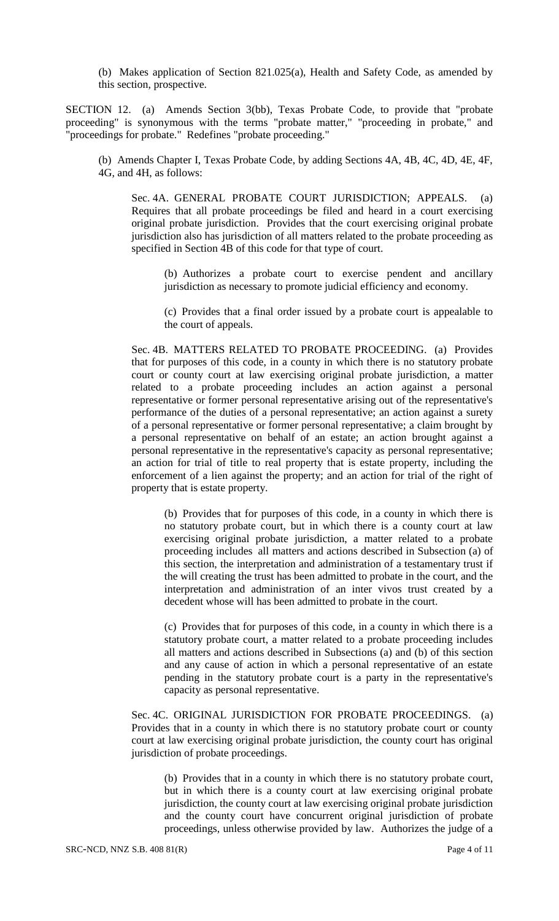(b) Makes application of Section 821.025(a), Health and Safety Code, as amended by this section, prospective.

SECTION 12. (a) Amends Section 3(bb), Texas Probate Code, to provide that "probate proceeding" is synonymous with the terms "probate matter," "proceeding in probate," and "proceedings for probate." Redefines "probate proceeding."

(b) Amends Chapter I, Texas Probate Code, by adding Sections 4A, 4B, 4C, 4D, 4E, 4F, 4G, and 4H, as follows:

Sec. 4A. GENERAL PROBATE COURT JURISDICTION; APPEALS. (a) Requires that all probate proceedings be filed and heard in a court exercising original probate jurisdiction. Provides that the court exercising original probate jurisdiction also has jurisdiction of all matters related to the probate proceeding as specified in Section 4B of this code for that type of court.

(b) Authorizes a probate court to exercise pendent and ancillary jurisdiction as necessary to promote judicial efficiency and economy.

(c) Provides that a final order issued by a probate court is appealable to the court of appeals.

Sec. 4B. MATTERS RELATED TO PROBATE PROCEEDING. (a) Provides that for purposes of this code, in a county in which there is no statutory probate court or county court at law exercising original probate jurisdiction, a matter related to a probate proceeding includes an action against a personal representative or former personal representative arising out of the representative's performance of the duties of a personal representative; an action against a surety of a personal representative or former personal representative; a claim brought by a personal representative on behalf of an estate; an action brought against a personal representative in the representative's capacity as personal representative; an action for trial of title to real property that is estate property, including the enforcement of a lien against the property; and an action for trial of the right of property that is estate property.

(b) Provides that for purposes of this code, in a county in which there is no statutory probate court, but in which there is a county court at law exercising original probate jurisdiction, a matter related to a probate proceeding includes all matters and actions described in Subsection (a) of this section, the interpretation and administration of a testamentary trust if the will creating the trust has been admitted to probate in the court, and the interpretation and administration of an inter vivos trust created by a decedent whose will has been admitted to probate in the court.

(c) Provides that for purposes of this code, in a county in which there is a statutory probate court, a matter related to a probate proceeding includes all matters and actions described in Subsections (a) and (b) of this section and any cause of action in which a personal representative of an estate pending in the statutory probate court is a party in the representative's capacity as personal representative.

Sec. 4C. ORIGINAL JURISDICTION FOR PROBATE PROCEEDINGS. (a) Provides that in a county in which there is no statutory probate court or county court at law exercising original probate jurisdiction, the county court has original jurisdiction of probate proceedings.

(b) Provides that in a county in which there is no statutory probate court, but in which there is a county court at law exercising original probate jurisdiction, the county court at law exercising original probate jurisdiction and the county court have concurrent original jurisdiction of probate proceedings, unless otherwise provided by law. Authorizes the judge of a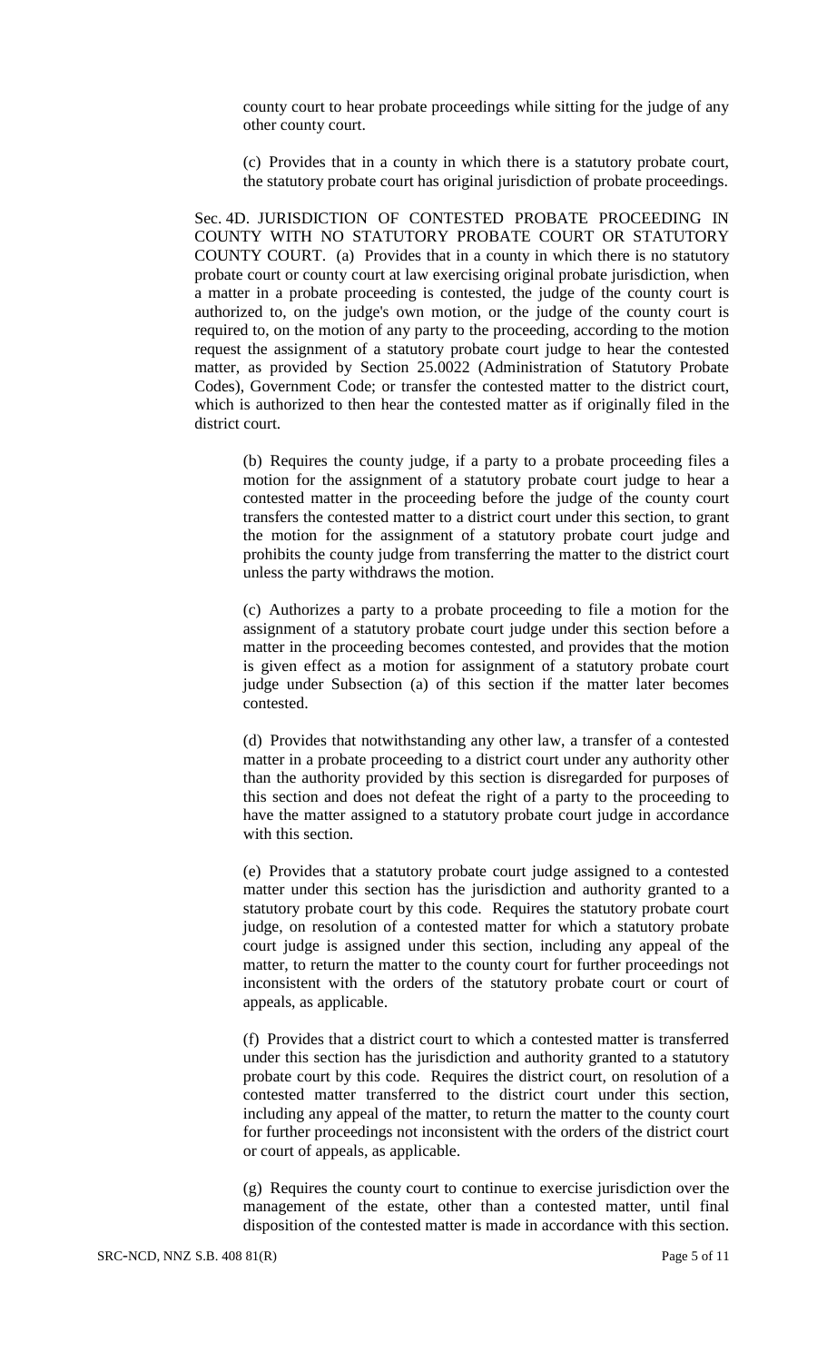county court to hear probate proceedings while sitting for the judge of any other county court.

(c) Provides that in a county in which there is a statutory probate court, the statutory probate court has original jurisdiction of probate proceedings.

Sec. 4D. JURISDICTION OF CONTESTED PROBATE PROCEEDING IN COUNTY WITH NO STATUTORY PROBATE COURT OR STATUTORY COUNTY COURT. (a) Provides that in a county in which there is no statutory probate court or county court at law exercising original probate jurisdiction, when a matter in a probate proceeding is contested, the judge of the county court is authorized to, on the judge's own motion, or the judge of the county court is required to, on the motion of any party to the proceeding, according to the motion request the assignment of a statutory probate court judge to hear the contested matter, as provided by Section 25.0022 (Administration of Statutory Probate Codes), Government Code; or transfer the contested matter to the district court, which is authorized to then hear the contested matter as if originally filed in the district court.

(b) Requires the county judge, if a party to a probate proceeding files a motion for the assignment of a statutory probate court judge to hear a contested matter in the proceeding before the judge of the county court transfers the contested matter to a district court under this section, to grant the motion for the assignment of a statutory probate court judge and prohibits the county judge from transferring the matter to the district court unless the party withdraws the motion.

(c) Authorizes a party to a probate proceeding to file a motion for the assignment of a statutory probate court judge under this section before a matter in the proceeding becomes contested, and provides that the motion is given effect as a motion for assignment of a statutory probate court judge under Subsection (a) of this section if the matter later becomes contested.

(d) Provides that notwithstanding any other law, a transfer of a contested matter in a probate proceeding to a district court under any authority other than the authority provided by this section is disregarded for purposes of this section and does not defeat the right of a party to the proceeding to have the matter assigned to a statutory probate court judge in accordance with this section.

(e) Provides that a statutory probate court judge assigned to a contested matter under this section has the jurisdiction and authority granted to a statutory probate court by this code. Requires the statutory probate court judge, on resolution of a contested matter for which a statutory probate court judge is assigned under this section, including any appeal of the matter, to return the matter to the county court for further proceedings not inconsistent with the orders of the statutory probate court or court of appeals, as applicable.

(f) Provides that a district court to which a contested matter is transferred under this section has the jurisdiction and authority granted to a statutory probate court by this code. Requires the district court, on resolution of a contested matter transferred to the district court under this section, including any appeal of the matter, to return the matter to the county court for further proceedings not inconsistent with the orders of the district court or court of appeals, as applicable.

(g) Requires the county court to continue to exercise jurisdiction over the management of the estate, other than a contested matter, until final disposition of the contested matter is made in accordance with this section.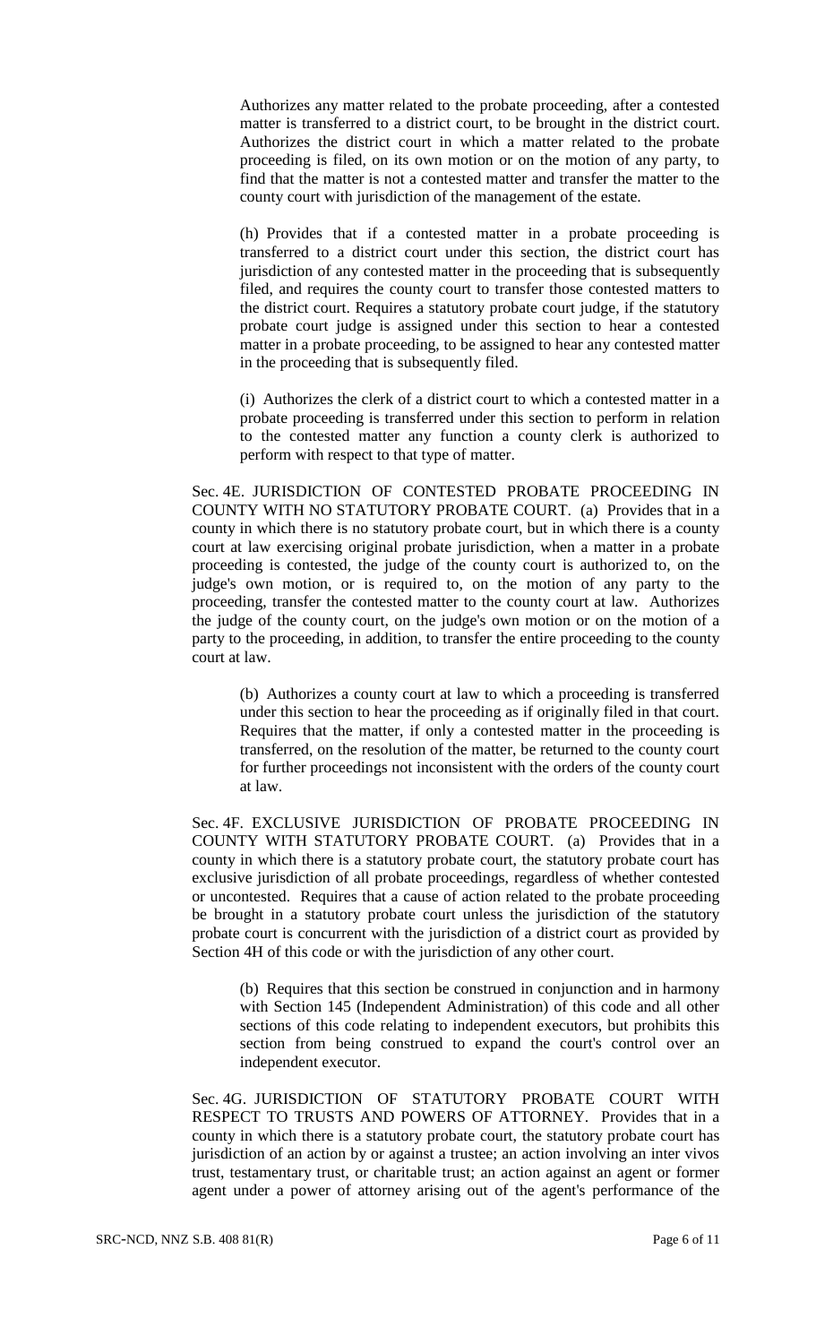Authorizes any matter related to the probate proceeding, after a contested matter is transferred to a district court, to be brought in the district court. Authorizes the district court in which a matter related to the probate proceeding is filed, on its own motion or on the motion of any party, to find that the matter is not a contested matter and transfer the matter to the county court with jurisdiction of the management of the estate.

(h) Provides that if a contested matter in a probate proceeding is transferred to a district court under this section, the district court has jurisdiction of any contested matter in the proceeding that is subsequently filed, and requires the county court to transfer those contested matters to the district court. Requires a statutory probate court judge, if the statutory probate court judge is assigned under this section to hear a contested matter in a probate proceeding, to be assigned to hear any contested matter in the proceeding that is subsequently filed.

(i) Authorizes the clerk of a district court to which a contested matter in a probate proceeding is transferred under this section to perform in relation to the contested matter any function a county clerk is authorized to perform with respect to that type of matter.

Sec. 4E. JURISDICTION OF CONTESTED PROBATE PROCEEDING IN COUNTY WITH NO STATUTORY PROBATE COURT. (a) Provides that in a county in which there is no statutory probate court, but in which there is a county court at law exercising original probate jurisdiction, when a matter in a probate proceeding is contested, the judge of the county court is authorized to, on the judge's own motion, or is required to, on the motion of any party to the proceeding, transfer the contested matter to the county court at law. Authorizes the judge of the county court, on the judge's own motion or on the motion of a party to the proceeding, in addition, to transfer the entire proceeding to the county court at law.

(b) Authorizes a county court at law to which a proceeding is transferred under this section to hear the proceeding as if originally filed in that court. Requires that the matter, if only a contested matter in the proceeding is transferred, on the resolution of the matter, be returned to the county court for further proceedings not inconsistent with the orders of the county court at law.

Sec. 4F. EXCLUSIVE JURISDICTION OF PROBATE PROCEEDING IN COUNTY WITH STATUTORY PROBATE COURT. (a) Provides that in a county in which there is a statutory probate court, the statutory probate court has exclusive jurisdiction of all probate proceedings, regardless of whether contested or uncontested. Requires that a cause of action related to the probate proceeding be brought in a statutory probate court unless the jurisdiction of the statutory probate court is concurrent with the jurisdiction of a district court as provided by Section 4H of this code or with the jurisdiction of any other court.

(b) Requires that this section be construed in conjunction and in harmony with Section 145 (Independent Administration) of this code and all other sections of this code relating to independent executors, but prohibits this section from being construed to expand the court's control over an independent executor.

Sec. 4G. JURISDICTION OF STATUTORY PROBATE COURT WITH RESPECT TO TRUSTS AND POWERS OF ATTORNEY. Provides that in a county in which there is a statutory probate court, the statutory probate court has jurisdiction of an action by or against a trustee; an action involving an inter vivos trust, testamentary trust, or charitable trust; an action against an agent or former agent under a power of attorney arising out of the agent's performance of the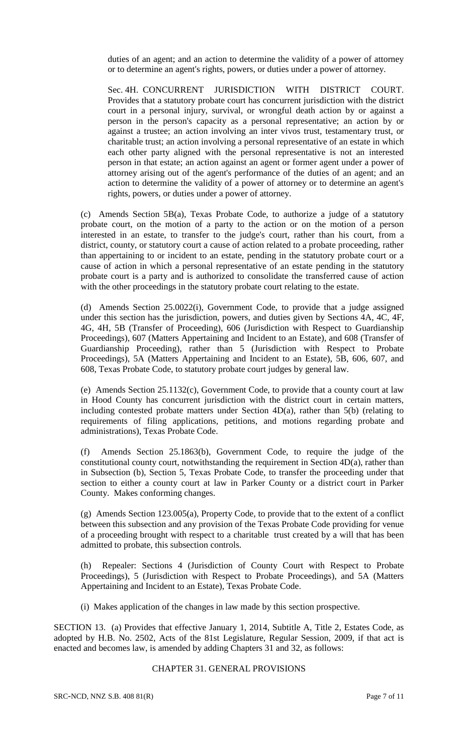duties of an agent; and an action to determine the validity of a power of attorney or to determine an agent's rights, powers, or duties under a power of attorney.

Sec. 4H. CONCURRENT JURISDICTION WITH DISTRICT COURT. Provides that a statutory probate court has concurrent jurisdiction with the district court in a personal injury, survival, or wrongful death action by or against a person in the person's capacity as a personal representative; an action by or against a trustee; an action involving an inter vivos trust, testamentary trust, or charitable trust; an action involving a personal representative of an estate in which each other party aligned with the personal representative is not an interested person in that estate; an action against an agent or former agent under a power of attorney arising out of the agent's performance of the duties of an agent; and an action to determine the validity of a power of attorney or to determine an agent's rights, powers, or duties under a power of attorney.

(c) Amends Section 5B(a), Texas Probate Code, to authorize a judge of a statutory probate court, on the motion of a party to the action or on the motion of a person interested in an estate, to transfer to the judge's court, rather than his court, from a district, county, or statutory court a cause of action related to a probate proceeding, rather than appertaining to or incident to an estate, pending in the statutory probate court or a cause of action in which a personal representative of an estate pending in the statutory probate court is a party and is authorized to consolidate the transferred cause of action with the other proceedings in the statutory probate court relating to the estate.

(d) Amends Section 25.0022(i), Government Code, to provide that a judge assigned under this section has the jurisdiction, powers, and duties given by Sections 4A, 4C, 4F, 4G, 4H, 5B (Transfer of Proceeding), 606 (Jurisdiction with Respect to Guardianship Proceedings), 607 (Matters Appertaining and Incident to an Estate), and 608 (Transfer of Guardianship Proceeding), rather than 5 (Jurisdiction with Respect to Probate Proceedings), 5A (Matters Appertaining and Incident to an Estate), 5B, 606, 607, and 608, Texas Probate Code, to statutory probate court judges by general law.

(e) Amends Section 25.1132(c), Government Code, to provide that a county court at law in Hood County has concurrent jurisdiction with the district court in certain matters, including contested probate matters under Section 4D(a), rather than 5(b) (relating to requirements of filing applications, petitions, and motions regarding probate and administrations), Texas Probate Code.

(f) Amends Section 25.1863(b), Government Code, to require the judge of the constitutional county court, notwithstanding the requirement in Section 4D(a), rather than in Subsection (b), Section 5, Texas Probate Code, to transfer the proceeding under that section to either a county court at law in Parker County or a district court in Parker County. Makes conforming changes.

(g) Amends Section 123.005(a), Property Code, to provide that to the extent of a conflict between this subsection and any provision of the Texas Probate Code providing for venue of a proceeding brought with respect to a charitable trust created by a will that has been admitted to probate, this subsection controls.

(h) Repealer: Sections 4 (Jurisdiction of County Court with Respect to Probate Proceedings), 5 (Jurisdiction with Respect to Probate Proceedings), and 5A (Matters Appertaining and Incident to an Estate), Texas Probate Code.

(i) Makes application of the changes in law made by this section prospective.

SECTION 13. (a) Provides that effective January 1, 2014, Subtitle A, Title 2, Estates Code, as adopted by H.B. No. 2502, Acts of the 81st Legislature, Regular Session, 2009, if that act is enacted and becomes law, is amended by adding Chapters 31 and 32, as follows:

CHAPTER 31. GENERAL PROVISIONS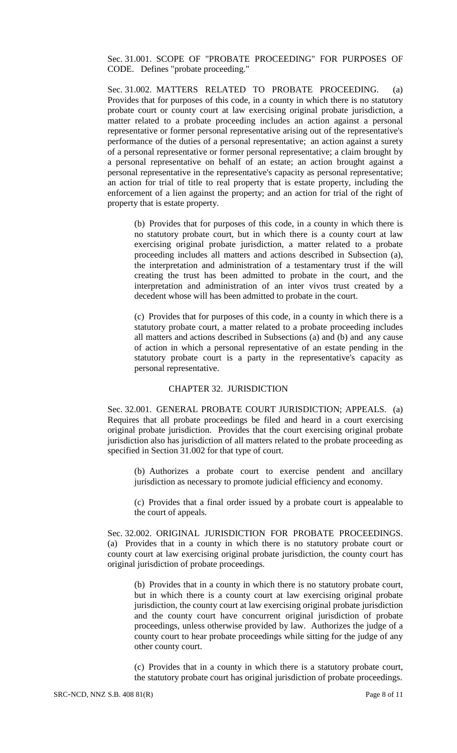Sec. 31.001. SCOPE OF "PROBATE PROCEEDING" FOR PURPOSES OF CODE. Defines "probate proceeding."

Sec. 31.002. MATTERS RELATED TO PROBATE PROCEEDING. (a) Provides that for purposes of this code, in a county in which there is no statutory probate court or county court at law exercising original probate jurisdiction, a matter related to a probate proceeding includes an action against a personal representative or former personal representative arising out of the representative's performance of the duties of a personal representative; an action against a surety of a personal representative or former personal representative; a claim brought by a personal representative on behalf of an estate; an action brought against a personal representative in the representative's capacity as personal representative; an action for trial of title to real property that is estate property, including the enforcement of a lien against the property; and an action for trial of the right of property that is estate property.

> (b) Provides that for purposes of this code, in a county in which there is no statutory probate court, but in which there is a county court at law exercising original probate jurisdiction, a matter related to a probate proceeding includes all matters and actions described in Subsection (a), the interpretation and administration of a testamentary trust if the will creating the trust has been admitted to probate in the court, and the interpretation and administration of an inter vivos trust created by a decedent whose will has been admitted to probate in the court.
>
> (c) Provides that for purposes of this code, in a county in which there is a statutory probate court, a matter related to a probate proceeding includes all matters and actions described in Subsections (a) and (b) and any cause of action in which a personal representative of an estate pending in the statutory probate court is a party in the representative's capacity as personal representative.

## CHAPTER 32. JURISDICTION

Sec. 32.001. GENERAL PROBATE COURT JURISDICTION; APPEALS. (a) Requires that all probate proceedings be filed and heard in a court exercising original probate jurisdiction. Provides that the court exercising original probate jurisdiction also has jurisdiction of all matters related to the probate proceeding as specified in Section 31.002 for that type of court.

> (b) Authorizes a probate court to exercise pendent and ancillary jurisdiction as necessary to promote judicial efficiency and economy.
>
> (c) Provides that a final order issued by a probate court is appealable to the court of appeals.

Sec. 32.002. ORIGINAL JURISDICTION FOR PROBATE PROCEEDINGS. (a) Provides that in a county in which there is no statutory probate court or county court at law exercising original probate jurisdiction, the county court has original jurisdiction of probate proceedings.

> (b) Provides that in a county in which there is no statutory probate court, but in which there is a county court at law exercising original probate jurisdiction, the county court at law exercising original probate jurisdiction and the county court have concurrent original jurisdiction of probate proceedings, unless otherwise provided by law. Authorizes the judge of a county court to hear probate proceedings while sitting for the judge of any other county court.
>
> (c) Provides that in a county in which there is a statutory probate court, the statutory probate court has original jurisdiction of probate proceedings.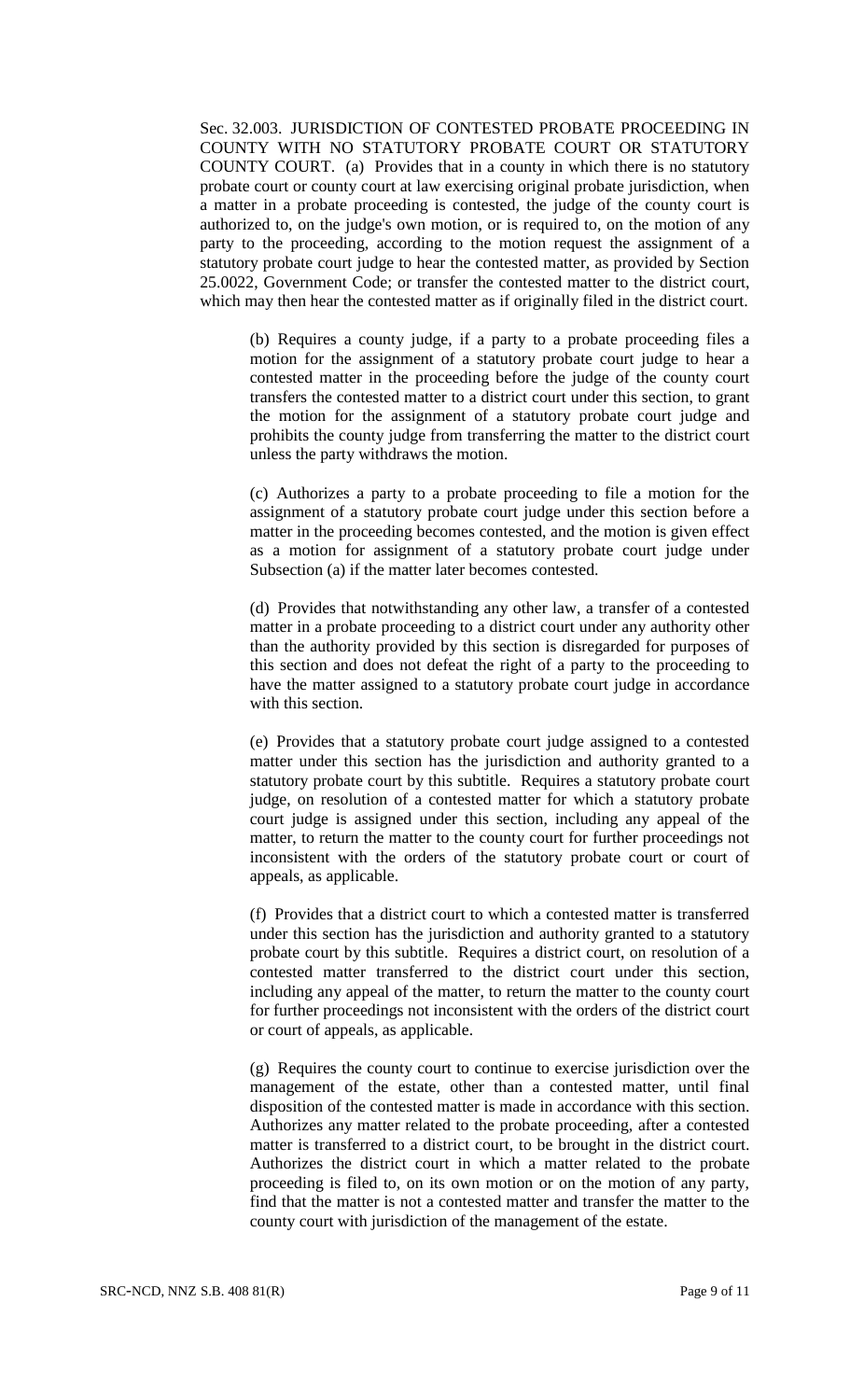Sec. 32.003. JURISDICTION OF CONTESTED PROBATE PROCEEDING IN COUNTY WITH NO STATUTORY PROBATE COURT OR STATUTORY COUNTY COURT. (a) Provides that in a county in which there is no statutory probate court or county court at law exercising original probate jurisdiction, when a matter in a probate proceeding is contested, the judge of the county court is authorized to, on the judge's own motion, or is required to, on the motion of any party to the proceeding, according to the motion request the assignment of a statutory probate court judge to hear the contested matter, as provided by Section 25.0022, Government Code; or transfer the contested matter to the district court, which may then hear the contested matter as if originally filed in the district court.

(b) Requires a county judge, if a party to a probate proceeding files a motion for the assignment of a statutory probate court judge to hear a contested matter in the proceeding before the judge of the county court transfers the contested matter to a district court under this section, to grant the motion for the assignment of a statutory probate court judge and prohibits the county judge from transferring the matter to the district court unless the party withdraws the motion.

(c) Authorizes a party to a probate proceeding to file a motion for the assignment of a statutory probate court judge under this section before a matter in the proceeding becomes contested, and the motion is given effect as a motion for assignment of a statutory probate court judge under Subsection (a) if the matter later becomes contested.

(d) Provides that notwithstanding any other law, a transfer of a contested matter in a probate proceeding to a district court under any authority other than the authority provided by this section is disregarded for purposes of this section and does not defeat the right of a party to the proceeding to have the matter assigned to a statutory probate court judge in accordance with this section.

(e) Provides that a statutory probate court judge assigned to a contested matter under this section has the jurisdiction and authority granted to a statutory probate court by this subtitle. Requires a statutory probate court judge, on resolution of a contested matter for which a statutory probate court judge is assigned under this section, including any appeal of the matter, to return the matter to the county court for further proceedings not inconsistent with the orders of the statutory probate court or court of appeals, as applicable.

(f) Provides that a district court to which a contested matter is transferred under this section has the jurisdiction and authority granted to a statutory probate court by this subtitle. Requires a district court, on resolution of a contested matter transferred to the district court under this section, including any appeal of the matter, to return the matter to the county court for further proceedings not inconsistent with the orders of the district court or court of appeals, as applicable.

(g) Requires the county court to continue to exercise jurisdiction over the management of the estate, other than a contested matter, until final disposition of the contested matter is made in accordance with this section. Authorizes any matter related to the probate proceeding, after a contested matter is transferred to a district court, to be brought in the district court. Authorizes the district court in which a matter related to the probate proceeding is filed to, on its own motion or on the motion of any party, find that the matter is not a contested matter and transfer the matter to the county court with jurisdiction of the management of the estate.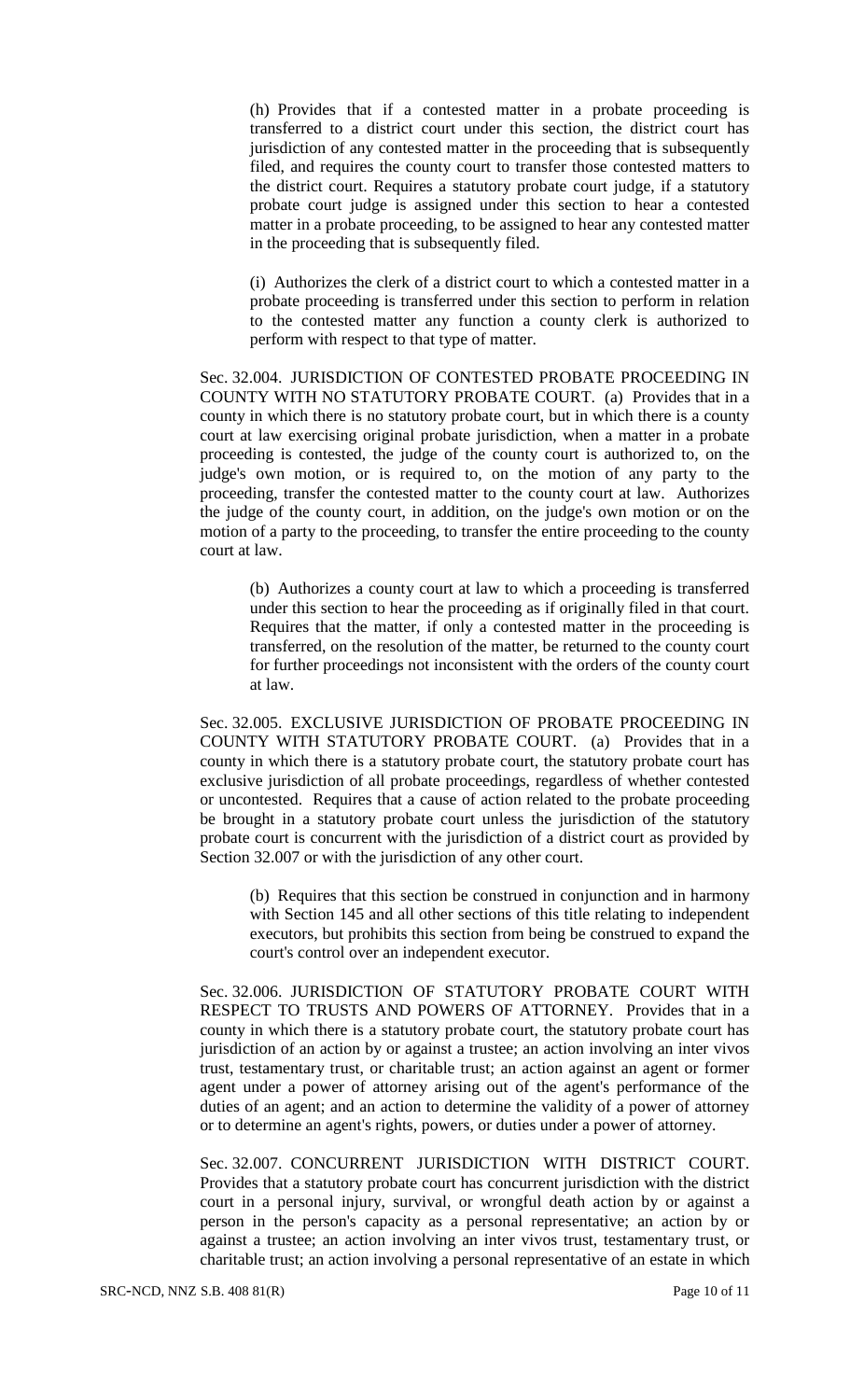(h) Provides that if a contested matter in a probate proceeding is transferred to a district court under this section, the district court has jurisdiction of any contested matter in the proceeding that is subsequently filed, and requires the county court to transfer those contested matters to the district court. Requires a statutory probate court judge, if a statutory probate court judge is assigned under this section to hear a contested matter in a probate proceeding, to be assigned to hear any contested matter in the proceeding that is subsequently filed.

(i) Authorizes the clerk of a district court to which a contested matter in a probate proceeding is transferred under this section to perform in relation to the contested matter any function a county clerk is authorized to perform with respect to that type of matter.

Sec. 32.004. JURISDICTION OF CONTESTED PROBATE PROCEEDING IN COUNTY WITH NO STATUTORY PROBATE COURT. (a) Provides that in a county in which there is no statutory probate court, but in which there is a county court at law exercising original probate jurisdiction, when a matter in a probate proceeding is contested, the judge of the county court is authorized to, on the judge's own motion, or is required to, on the motion of any party to the proceeding, transfer the contested matter to the county court at law. Authorizes the judge of the county court, in addition, on the judge's own motion or on the motion of a party to the proceeding, to transfer the entire proceeding to the county court at law.

(b) Authorizes a county court at law to which a proceeding is transferred under this section to hear the proceeding as if originally filed in that court. Requires that the matter, if only a contested matter in the proceeding is transferred, on the resolution of the matter, be returned to the county court for further proceedings not inconsistent with the orders of the county court at law.

Sec. 32.005. EXCLUSIVE JURISDICTION OF PROBATE PROCEEDING IN COUNTY WITH STATUTORY PROBATE COURT. (a) Provides that in a county in which there is a statutory probate court, the statutory probate court has exclusive jurisdiction of all probate proceedings, regardless of whether contested or uncontested. Requires that a cause of action related to the probate proceeding be brought in a statutory probate court unless the jurisdiction of the statutory probate court is concurrent with the jurisdiction of a district court as provided by Section 32.007 or with the jurisdiction of any other court.

(b) Requires that this section be construed in conjunction and in harmony with Section 145 and all other sections of this title relating to independent executors, but prohibits this section from being be construed to expand the court's control over an independent executor.

Sec. 32.006. JURISDICTION OF STATUTORY PROBATE COURT WITH RESPECT TO TRUSTS AND POWERS OF ATTORNEY. Provides that in a county in which there is a statutory probate court, the statutory probate court has jurisdiction of an action by or against a trustee; an action involving an inter vivos trust, testamentary trust, or charitable trust; an action against an agent or former agent under a power of attorney arising out of the agent's performance of the duties of an agent; and an action to determine the validity of a power of attorney or to determine an agent's rights, powers, or duties under a power of attorney.

Sec. 32.007. CONCURRENT JURISDICTION WITH DISTRICT COURT. Provides that a statutory probate court has concurrent jurisdiction with the district court in a personal injury, survival, or wrongful death action by or against a person in the person's capacity as a personal representative; an action by or against a trustee; an action involving an inter vivos trust, testamentary trust, or charitable trust; an action involving a personal representative of an estate in which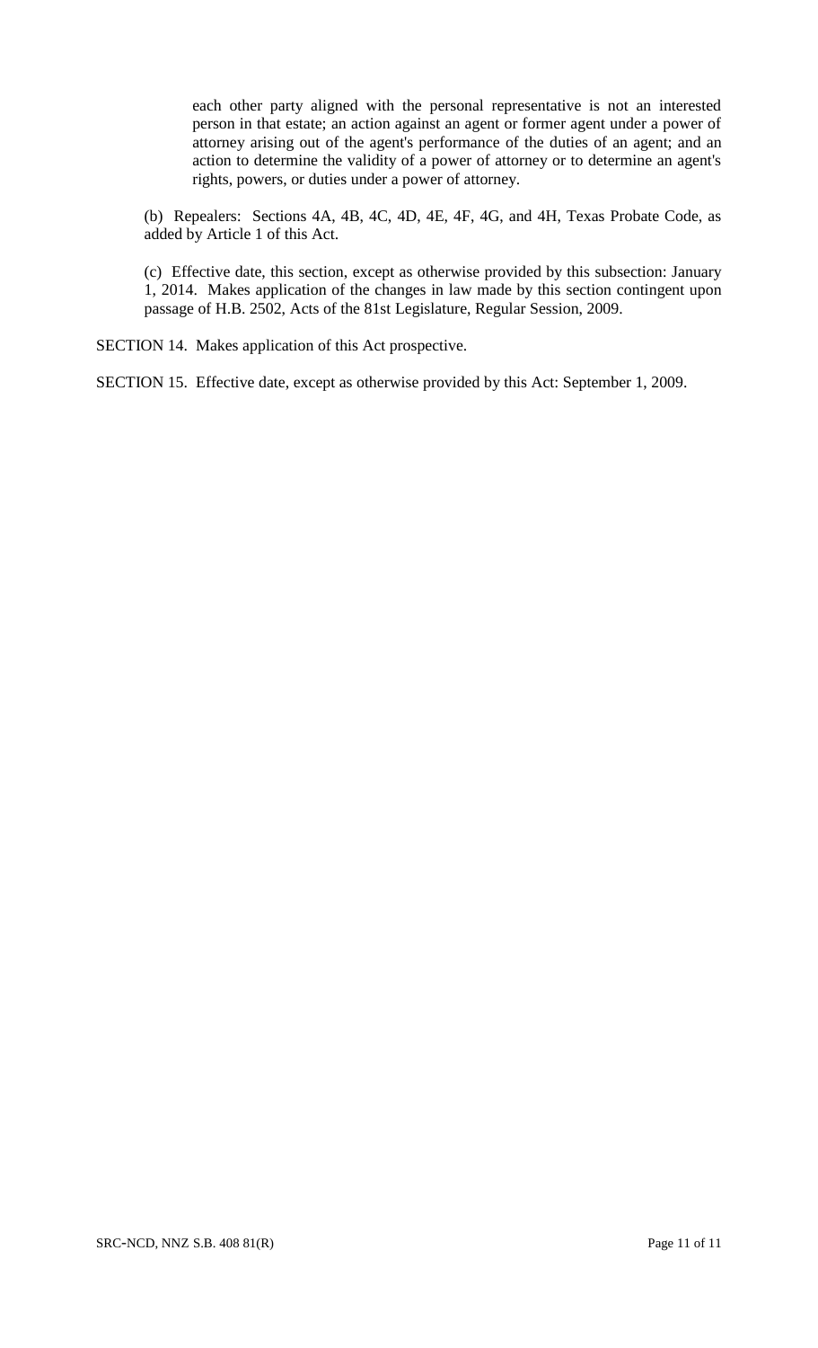each other party aligned with the personal representative is not an interested person in that estate; an action against an agent or former agent under a power of attorney arising out of the agent's performance of the duties of an agent; and an action to determine the validity of a power of attorney or to determine an agent's rights, powers, or duties under a power of attorney.

(b) Repealers: Sections 4A, 4B, 4C, 4D, 4E, 4F, 4G, and 4H, Texas Probate Code, as added by Article 1 of this Act.

(c) Effective date, this section, except as otherwise provided by this subsection: January 1, 2014. Makes application of the changes in law made by this section contingent upon passage of H.B. 2502, Acts of the 81st Legislature, Regular Session, 2009.

SECTION 14. Makes application of this Act prospective.

SECTION 15. Effective date, except as otherwise provided by this Act: September 1, 2009.